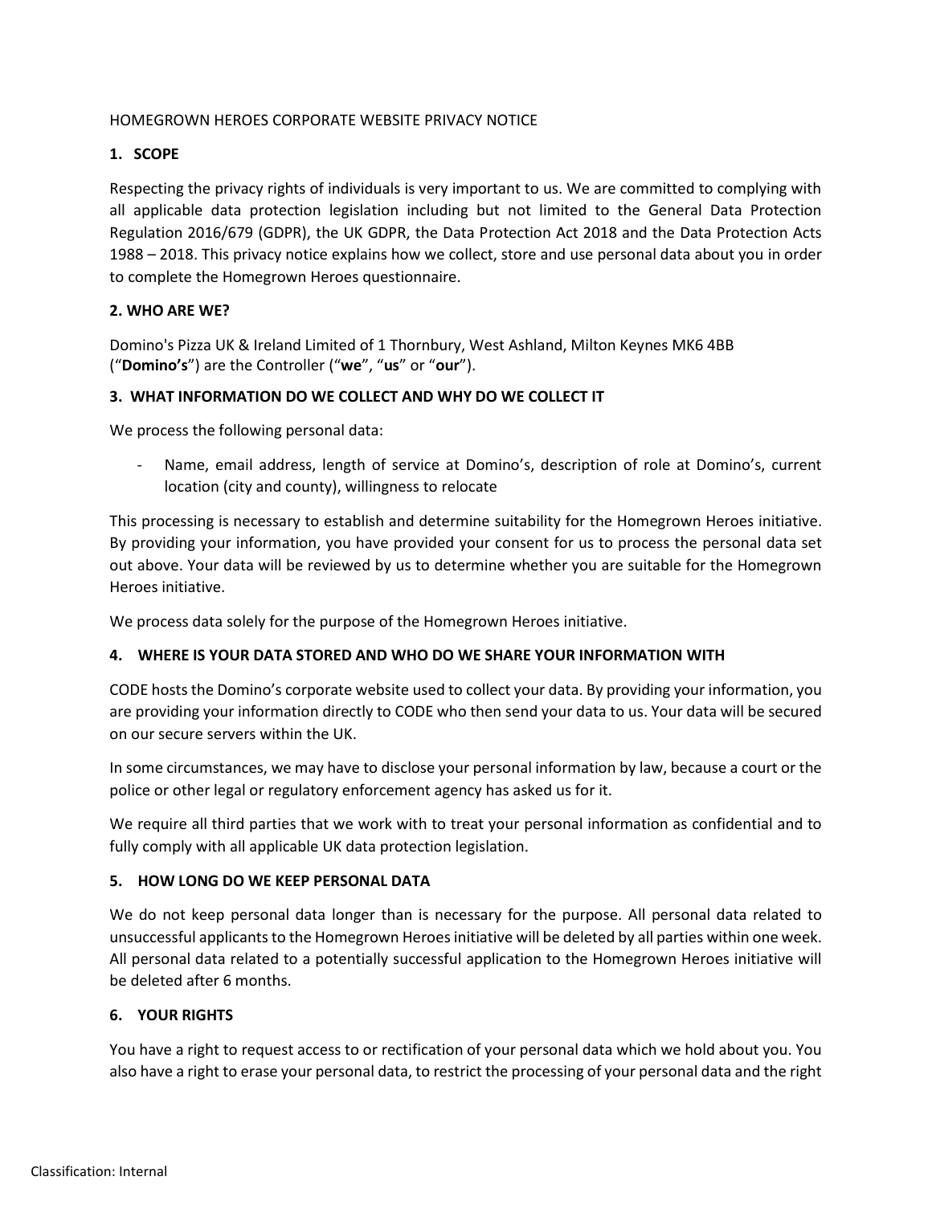HOMEGROWN HEROES CORPORATE WEBSITE PRIVACY NOTICE

## 1. SCOPE

Respecting the privacy rights of individuals is very important to us. We are committed to complying with all applicable data protection legislation including but not limited to the General Data Protection Regulation 2016/679 (GDPR), the UK GDPR, the Data Protection Act 2018 and the Data Protection Acts 1988 – 2018. This privacy notice explains how we collect, store and use personal data about you in order to complete the Homegrown Heroes questionnaire.

## 2. WHO ARE WE?

Domino's Pizza UK & Ireland Limited of 1 Thornbury, West Ashland, Milton Keynes MK6 4BB (“**Domino’s**”) are the Controller (“**we**”, “**us**” or “**our**”).

## 3. WHAT INFORMATION DO WE COLLECT AND WHY DO WE COLLECT IT

We process the following personal data:

- Name, email address, length of service at Domino’s, description of role at Domino’s, current location (city and county), willingness to relocate

This processing is necessary to establish and determine suitability for the Homegrown Heroes initiative. By providing your information, you have provided your consent for us to process the personal data set out above. Your data will be reviewed by us to determine whether you are suitable for the Homegrown Heroes initiative.

We process data solely for the purpose of the Homegrown Heroes initiative.

## 4. WHERE IS YOUR DATA STORED AND WHO DO WE SHARE YOUR INFORMATION WITH

CODE hosts the Domino’s corporate website used to collect your data. By providing your information, you are providing your information directly to CODE who then send your data to us. Your data will be secured on our secure servers within the UK.

In some circumstances, we may have to disclose your personal information by law, because a court or the police or other legal or regulatory enforcement agency has asked us for it.

We require all third parties that we work with to treat your personal information as confidential and to fully comply with all applicable UK data protection legislation.

## 5. HOW LONG DO WE KEEP PERSONAL DATA

We do not keep personal data longer than is necessary for the purpose. All personal data related to unsuccessful applicants to the Homegrown Heroes initiative will be deleted by all parties within one week. All personal data related to a potentially successful application to the Homegrown Heroes initiative will be deleted after 6 months.

## 6. YOUR RIGHTS

You have a right to request access to or rectification of your personal data which we hold about you. You also have a right to erase your personal data, to restrict the processing of your personal data and the right

Classification: Internal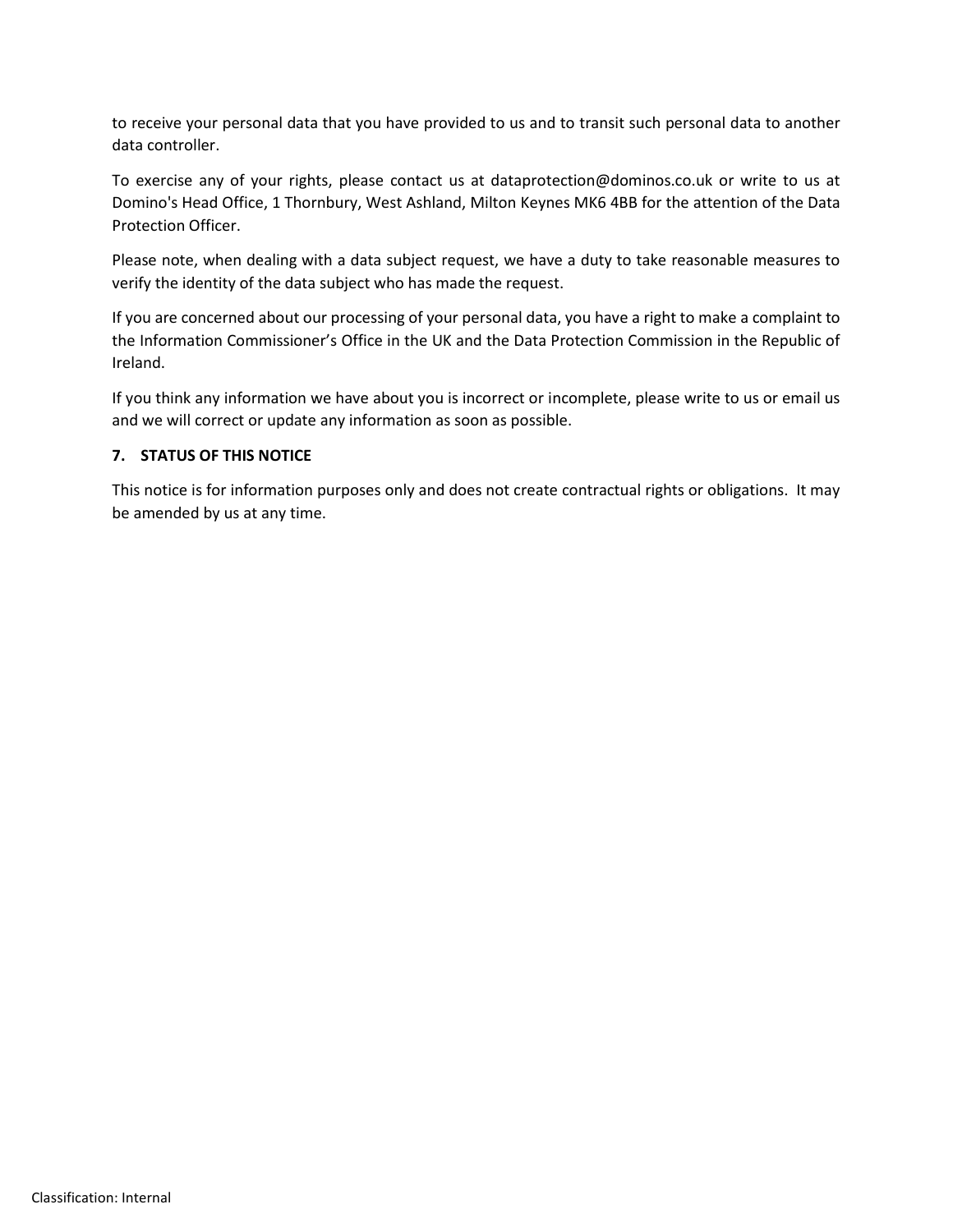to receive your personal data that you have provided to us and to transit such personal data to another data controller.

To exercise any of your rights, please contact us at dataprotection@dominos.co.uk or write to us at Domino's Head Office, 1 Thornbury, West Ashland, Milton Keynes MK6 4BB for the attention of the Data Protection Officer.

Please note, when dealing with a data subject request, we have a duty to take reasonable measures to verify the identity of the data subject who has made the request.

If you are concerned about our processing of your personal data, you have a right to make a complaint to the Information Commissioner's Office in the UK and the Data Protection Commission in the Republic of Ireland.

If you think any information we have about you is incorrect or incomplete, please write to us or email us and we will correct or update any information as soon as possible.

**7. STATUS OF THIS NOTICE**

This notice is for information purposes only and does not create contractual rights or obligations. It may be amended by us at any time.